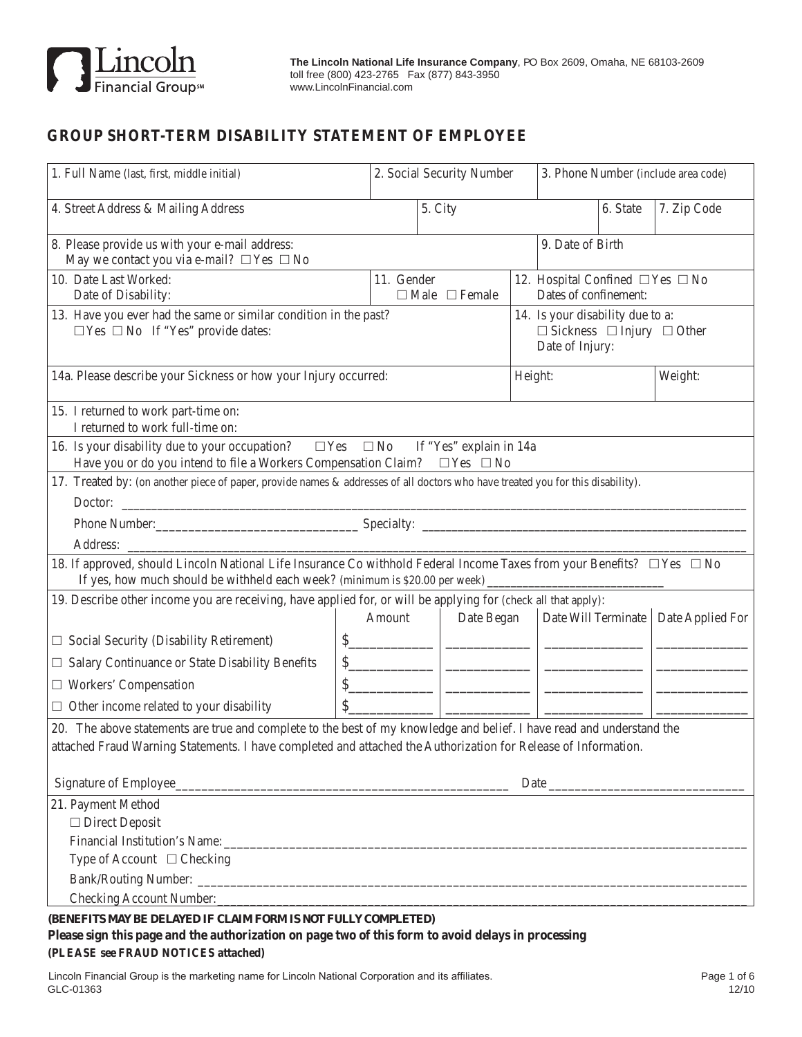Lincoln Financial Group℠

**The Lincoln National Life Insurance Company**, PO Box 2609, Omaha, NE 68103-2609
toll free (800) 423-2765 Fax (877) 843-3950
www.LincolnFinancial.com

## GROUP SHORT-TERM DISABILITY STATEMENT OF EMPLOYEE

| 1. Full Name (last, first, middle initial) | 2. Social Security Number | 3. Phone Number (include area code) |
|---|---|---|

| 4. Street Address & Mailing Address | 5. City | 6. State | 7. Zip Code |
|---|---|---|---|

8. Please provide us with your e-mail address:
May we contact you via e-mail? ☐ Yes ☐ No

9. Date of Birth

10. Date Last Worked:
Date of Disability:

11. Gender ☐ Male ☐ Female

12. Hospital Confined ☐ Yes ☐ No
Dates of confinement:

13. Have you ever had the same or similar condition in the past?
☐ Yes ☐ No If "Yes" provide dates:

14. Is your disability due to a:
☐ Sickness ☐ Injury ☐ Other
Date of Injury:

14a. Please describe your Sickness or how your Injury occurred:

Height: Weight:

15. I returned to work part-time on:
I returned to work full-time on:

16. Is your disability due to your occupation? ☐ Yes ☐ No If "Yes" explain in 14a
Have you or do you intend to file a Workers Compensation Claim? ☐ Yes ☐ No

17. Treated by: (on another piece of paper, provide names & addresses of all doctors who have treated you for this disability).

Doctor: ______________________________

Phone Number: ______________________________ Specialty: ______________________________

Address: ______________________________

18. If approved, should Lincoln National Life Insurance Co withhold Federal Income Taxes from your Benefits? ☐ Yes ☐ No
If yes, how much should be withheld each week? (minimum is $20.00 per week) ______________________________

19. Describe other income you are receiving, have applied for, or will be applying for (check all that apply):

| | Amount | Date Began | Date Will Terminate | Date Applied For |
|---|---|---|---|---|
| ☐ Social Security (Disability Retirement) | $__________ | __________ | __________ | __________ |
| ☐ Salary Continuance or State Disability Benefits | $__________ | __________ | __________ | __________ |
| ☐ Workers' Compensation | $__________ | __________ | __________ | __________ |
| ☐ Other income related to your disability | $__________ | __________ | __________ | __________ |

20. The above statements are true and complete to the best of my knowledge and belief. I have read and understand the attached Fraud Warning Statements. I have completed and attached the Authorization for Release of Information.

Signature of Employee______________________________ Date ______________________________

21. Payment Method
☐ Direct Deposit
Financial Institution's Name: ______________________________
Type of Account ☐ Checking
Bank/Routing Number: ______________________________
Checking Account Number: ______________________________

**(BENEFITS MAY BE DELAYED IF CLAIM FORM IS NOT FULLY COMPLETED)**
**Please sign this page and the authorization on page two of this form to avoid delays in processing**
**(PLEASE see FRAUD NOTICES attached)**

Lincoln Financial Group is the marketing name for Lincoln National Corporation and its affiliates.
GLC-01363 12/10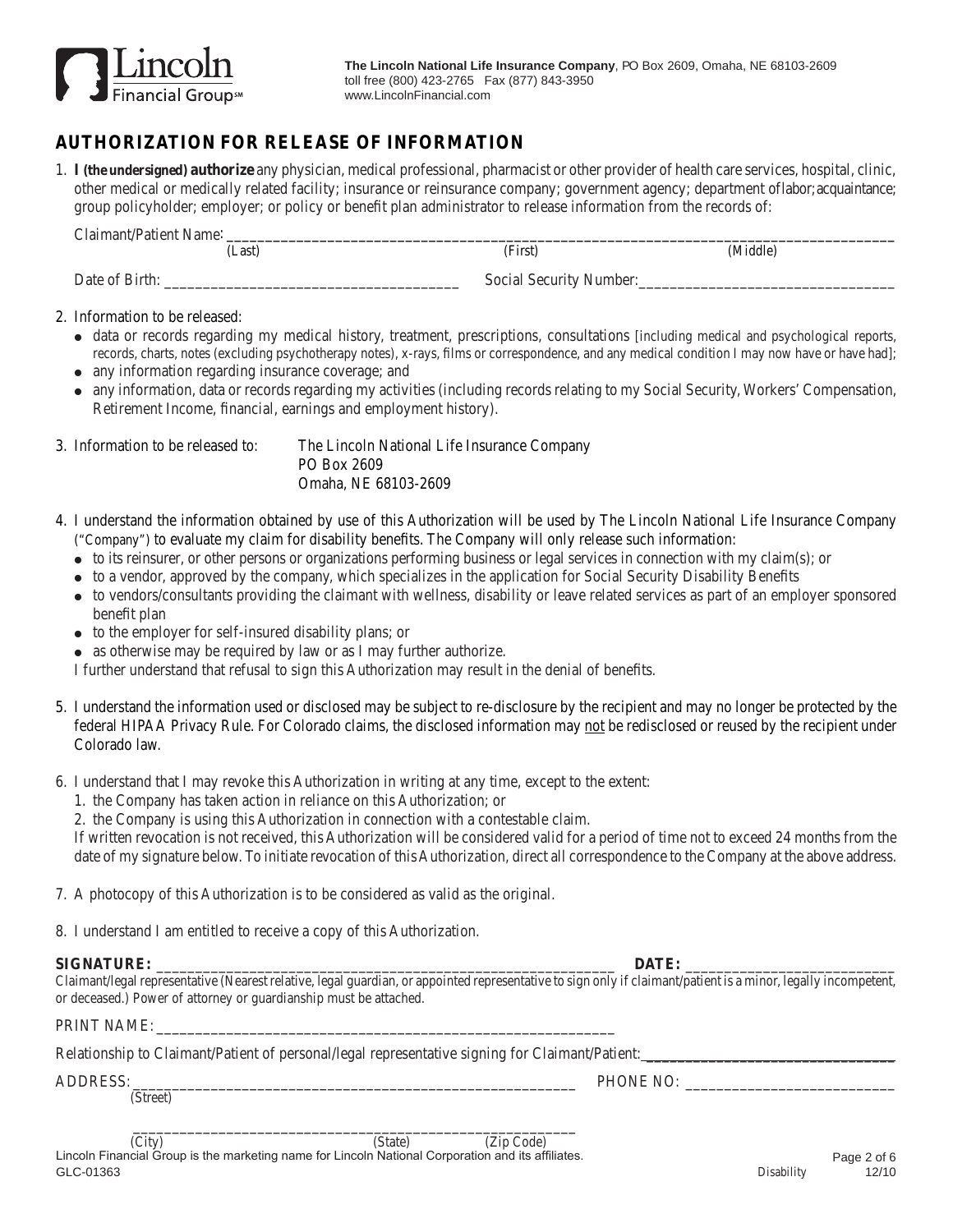The Lincoln National Life Insurance Company, PO Box 2609, Omaha, NE 68103-2609
toll free (800) 423-2765 Fax (877) 843-3950
www.LincolnFinancial.com

# AUTHORIZATION FOR RELEASE OF INFORMATION

1. **I (the undersigned) authorize** any physician, medical professional, pharmacist or other provider of health care services, hospital, clinic, other medical or medically related facility; insurance or reinsurance company; government agency; department of labor; acquaintance; group policyholder; employer; or policy or benefit plan administrator to release information from the records of:

   Claimant/Patient Name: ______________________________________________
   (Last) (First) (Middle)

   Date of Birth: ______________________ Social Security Number: ______________________

2. Information to be released:
   - data or records regarding my medical history, treatment, prescriptions, consultations [including medical and psychological reports, records, charts, notes (excluding psychotherapy notes), x-rays, films or correspondence, and any medical condition I may now have or have had];
   - any information regarding insurance coverage; and
   - any information, data or records regarding my activities (including records relating to my Social Security, Workers' Compensation, Retirement Income, financial, earnings and employment history).

3. Information to be released to: The Lincoln National Life Insurance Company
   PO Box 2609
   Omaha, NE 68103-2609

4. I understand the information obtained by use of this Authorization will be used by The Lincoln National Life Insurance Company ("Company") to evaluate my claim for disability benefits. The Company will only release such information:
   - to its reinsurer, or other persons or organizations performing business or legal services in connection with my claim(s); or
   - to a vendor, approved by the company, which specializes in the application for Social Security Disability Benefits
   - to vendors/consultants providing the claimant with wellness, disability or leave related services as part of an employer sponsored benefit plan
   - to the employer for self-insured disability plans; or
   - as otherwise may be required by law or as I may further authorize.

   I further understand that refusal to sign this Authorization may result in the denial of benefits.

5. I understand the information used or disclosed may be subject to re-disclosure by the recipient and may no longer be protected by the federal HIPAA Privacy Rule. For Colorado claims, the disclosed information may not be redisclosed or reused by the recipient under Colorado law.

6. I understand that I may revoke this Authorization in writing at any time, except to the extent:
   1. the Company has taken action in reliance on this Authorization; or
   2. the Company is using this Authorization in connection with a contestable claim.

   If written revocation is not received, this Authorization will be considered valid for a period of time not to exceed 24 months from the date of my signature below. To initiate revocation of this Authorization, direct all correspondence to the Company at the above address.

7. A photocopy of this Authorization is to be considered as valid as the original.

8. I understand I am entitled to receive a copy of this Authorization.

**SIGNATURE:** ______________________________________ **DATE:** ____________________

Claimant/legal representative (Nearest relative, legal guardian, or appointed representative to sign only if claimant/patient is a minor, legally incompetent, or deceased.) Power of attorney or guardianship must be attached.

PRINT NAME: ______________________________________

Relationship to Claimant/Patient of personal/legal representative signing for Claimant/Patient: ____________________

ADDRESS: ______________________________________ PHONE NO: ____________________
(Street)

______________________________________
(City) (State) (Zip Code)

Lincoln Financial Group is the marketing name for Lincoln National Corporation and its affiliates.

GLC-01363 Disability 12/10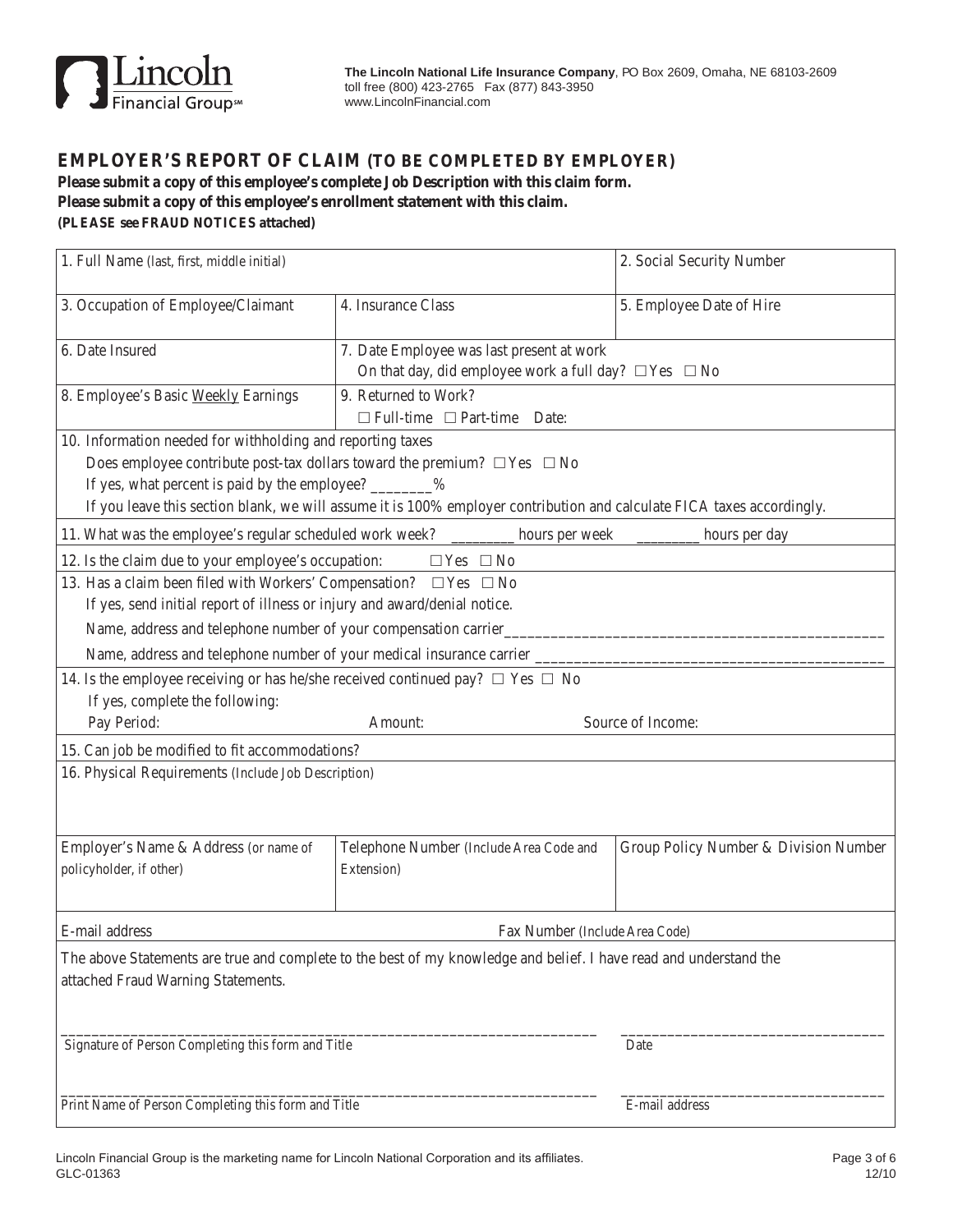Lincoln Financial Group℠

**The Lincoln National Life Insurance Company**, PO Box 2609, Omaha, NE 68103-2609
toll free (800) 423-2765 Fax (877) 843-3950
www.LincolnFinancial.com

## EMPLOYER'S REPORT OF CLAIM (TO BE COMPLETED BY EMPLOYER)

**Please submit a copy of this employee's complete Job Description with this claim form.**
**Please submit a copy of this employee's enrollment statement with this claim.**
**(PLEASE see FRAUD NOTICES attached)**

| 1. Full Name (last, first, middle initial) | | 2. Social Security Number |
|---|---|---|
| 3. Occupation of Employee/Claimant | 4. Insurance Class | 5. Employee Date of Hire |
| 6. Date Insured | 7. Date Employee was last present at work<br>On that day, did employee work a full day? ☐ Yes ☐ No | |
| 8. Employee's Basic Weekly Earnings | 9. Returned to Work?<br>☐ Full-time ☐ Part-time Date: | |

10. Information needed for withholding and reporting taxes
Does employee contribute post-tax dollars toward the premium? ☐ Yes ☐ No
If yes, what percent is paid by the employee? ________%
If you leave this section blank, we will assume it is 100% employer contribution and calculate FICA taxes accordingly.

11. What was the employee's regular scheduled work week? ________ hours per week ________ hours per day

12. Is the claim due to your employee's occupation: ☐ Yes ☐ No

13. Has a claim been filed with Workers' Compensation? ☐ Yes ☐ No
If yes, send initial report of illness or injury and award/denial notice.
Name, address and telephone number of your compensation carrier________________________________________________
Name, address and telephone number of your medical insurance carrier ____________________________________________

14. Is the employee receiving or has he/she received continued pay? ☐ Yes ☐ No
If yes, complete the following:
Pay Period: Amount: Source of Income:

15. Can job be modified to fit accommodations?

16. Physical Requirements (Include Job Description)

| Employer's Name & Address (or name of policyholder, if other) | Telephone Number (Include Area Code and Extension) | Group Policy Number & Division Number |
|---|---|---|
| | | |

E-mail address Fax Number (Include Area Code)

The above Statements are true and complete to the best of my knowledge and belief. I have read and understand the attached Fraud Warning Statements.

______________________________________________________________________ __________________________________
Signature of Person Completing this form and Title Date

______________________________________________________________________ __________________________________
Print Name of Person Completing this form and Title E-mail address

Lincoln Financial Group is the marketing name for Lincoln National Corporation and its affiliates.
GLC-01363 12/10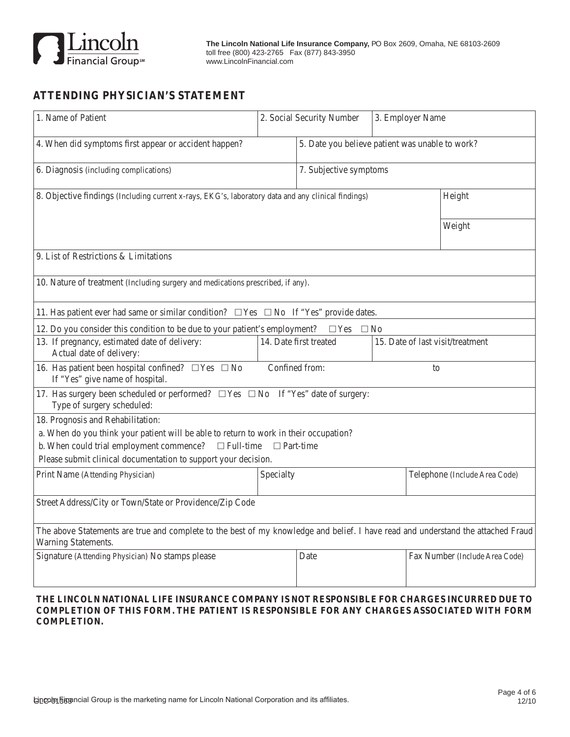**The Lincoln National Life Insurance Company,** PO Box 2609, Omaha, NE 68103-2609
toll free (800) 423-2765 Fax (877) 843-3950
www.LincolnFinancial.com

# ATTENDING PHYSICIAN'S STATEMENT

1. Name of Patient

2. Social Security Number

3. Employer Name

4. When did symptoms first appear or accident happen?

5. Date you believe patient was unable to work?

6. Diagnosis (including complications)

7. Subjective symptoms

8. Objective findings (Including current x-rays, EKG's, laboratory data and any clinical findings)

Height

Weight

9. List of Restrictions & Limitations

10. Nature of treatment (Including surgery and medications prescribed, if any).

11. Has patient ever had same or similar condition? ☐ Yes ☐ No If "Yes" provide dates.

12. Do you consider this condition to be due to your patient's employment? ☐ Yes ☐ No

13. If pregnancy, estimated date of delivery:
Actual date of delivery:

14. Date first treated

15. Date of last visit/treatment

16. Has patient been hospital confined? ☐ Yes ☐ No Confined from: to
If "Yes" give name of hospital.

17. Has surgery been scheduled or performed? ☐ Yes ☐ No If "Yes" date of surgery:
Type of surgery scheduled:

18. Prognosis and Rehabilitation:

a. When do you think your patient will be able to return to work in their occupation?

b. When could trial employment commence? ☐ Full-time ☐ Part-time

Please submit clinical documentation to support your decision.

Print Name (Attending Physician)

Specialty

Telephone (Include Area Code)

Street Address/City or Town/State or Providence/Zip Code

The above Statements are true and complete to the best of my knowledge and belief. I have read and understand the attached Fraud Warning Statements.

Signature (Attending Physician) No stamps please

Date

Fax Number (Include Area Code)

**THE LINCOLN NATIONAL LIFE INSURANCE COMPANY IS NOT RESPONSIBLE FOR CHARGES INCURRED DUE TO COMPLETION OF THIS FORM. THE PATIENT IS RESPONSIBLE FOR ANY CHARGES ASSOCIATED WITH FORM COMPLETION.**

Lincoln Financial Group is the marketing name for Lincoln National Corporation and its affiliates.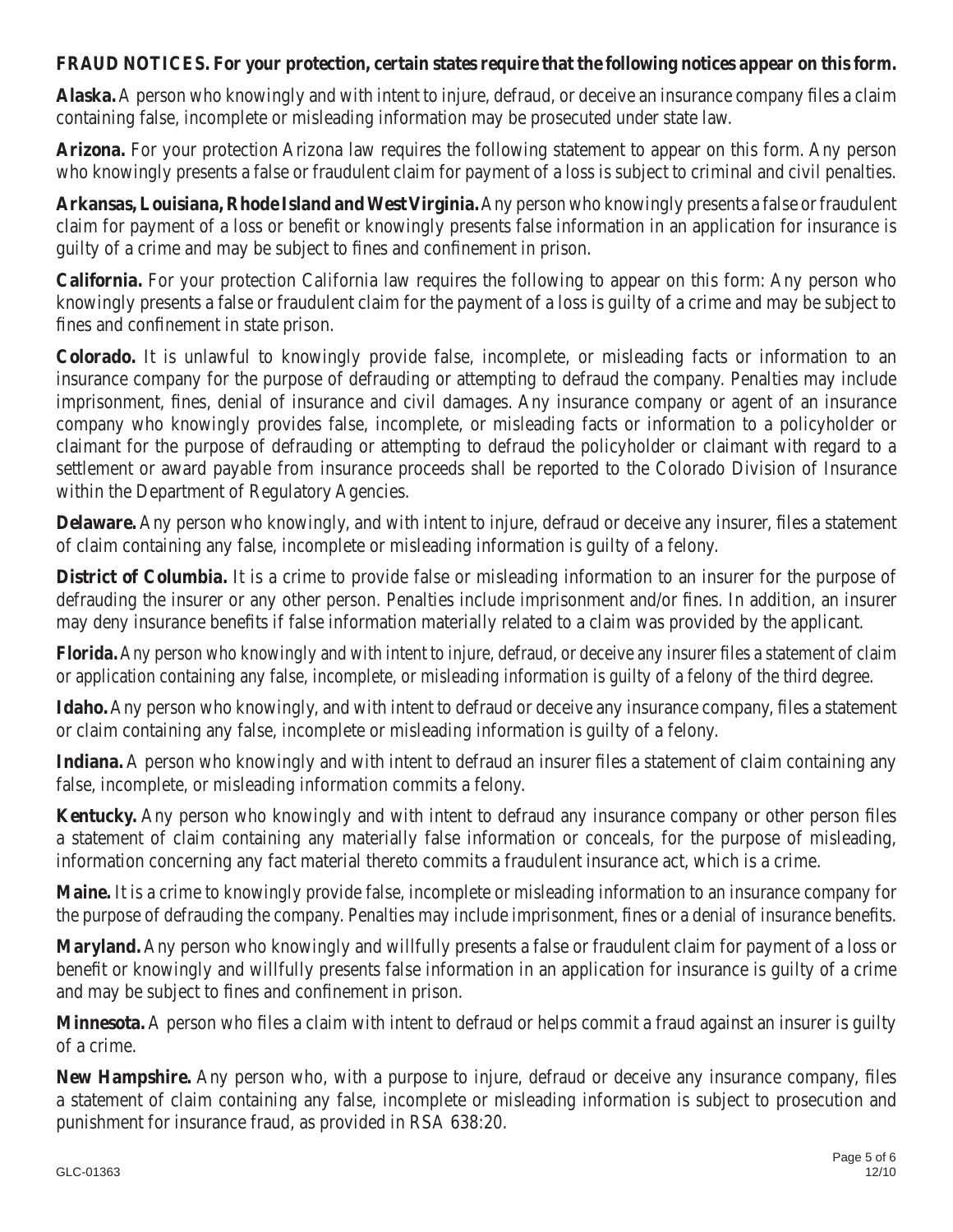**FRAUD NOTICES. For your protection, certain states require that the following notices appear on this form.**

**Alaska.** A person who knowingly and with intent to injure, defraud, or deceive an insurance company files a claim containing false, incomplete or misleading information may be prosecuted under state law.

**Arizona.** For your protection Arizona law requires the following statement to appear on this form. Any person who knowingly presents a false or fraudulent claim for payment of a loss is subject to criminal and civil penalties.

**Arkansas, Louisiana, Rhode Island and West Virginia.** Any person who knowingly presents a false or fraudulent claim for payment of a loss or benefit or knowingly presents false information in an application for insurance is guilty of a crime and may be subject to fines and confinement in prison.

**California.** For your protection California law requires the following to appear on this form: Any person who knowingly presents a false or fraudulent claim for the payment of a loss is guilty of a crime and may be subject to fines and confinement in state prison.

**Colorado.** It is unlawful to knowingly provide false, incomplete, or misleading facts or information to an insurance company for the purpose of defrauding or attempting to defraud the company. Penalties may include imprisonment, fines, denial of insurance and civil damages. Any insurance company or agent of an insurance company who knowingly provides false, incomplete, or misleading facts or information to a policyholder or claimant for the purpose of defrauding or attempting to defraud the policyholder or claimant with regard to a settlement or award payable from insurance proceeds shall be reported to the Colorado Division of Insurance within the Department of Regulatory Agencies.

**Delaware.** Any person who knowingly, and with intent to injure, defraud or deceive any insurer, files a statement of claim containing any false, incomplete or misleading information is guilty of a felony.

**District of Columbia.** It is a crime to provide false or misleading information to an insurer for the purpose of defrauding the insurer or any other person. Penalties include imprisonment and/or fines. In addition, an insurer may deny insurance benefits if false information materially related to a claim was provided by the applicant.

**Florida.** Any person who knowingly and with intent to injure, defraud, or deceive any insurer files a statement of claim or application containing any false, incomplete, or misleading information is guilty of a felony of the third degree.

**Idaho.** Any person who knowingly, and with intent to defraud or deceive any insurance company, files a statement or claim containing any false, incomplete or misleading information is guilty of a felony.

**Indiana.** A person who knowingly and with intent to defraud an insurer files a statement of claim containing any false, incomplete, or misleading information commits a felony.

**Kentucky.** Any person who knowingly and with intent to defraud any insurance company or other person files a statement of claim containing any materially false information or conceals, for the purpose of misleading, information concerning any fact material thereto commits a fraudulent insurance act, which is a crime.

**Maine.** It is a crime to knowingly provide false, incomplete or misleading information to an insurance company for the purpose of defrauding the company. Penalties may include imprisonment, fines or a denial of insurance benefits.

**Maryland.** Any person who knowingly and willfully presents a false or fraudulent claim for payment of a loss or benefit or knowingly and willfully presents false information in an application for insurance is guilty of a crime and may be subject to fines and confinement in prison.

**Minnesota.** A person who files a claim with intent to defraud or helps commit a fraud against an insurer is guilty of a crime.

**New Hampshire.** Any person who, with a purpose to injure, defraud or deceive any insurance company, files a statement of claim containing any false, incomplete or misleading information is subject to prosecution and punishment for insurance fraud, as provided in RSA 638:20.

GLC-01363 12/10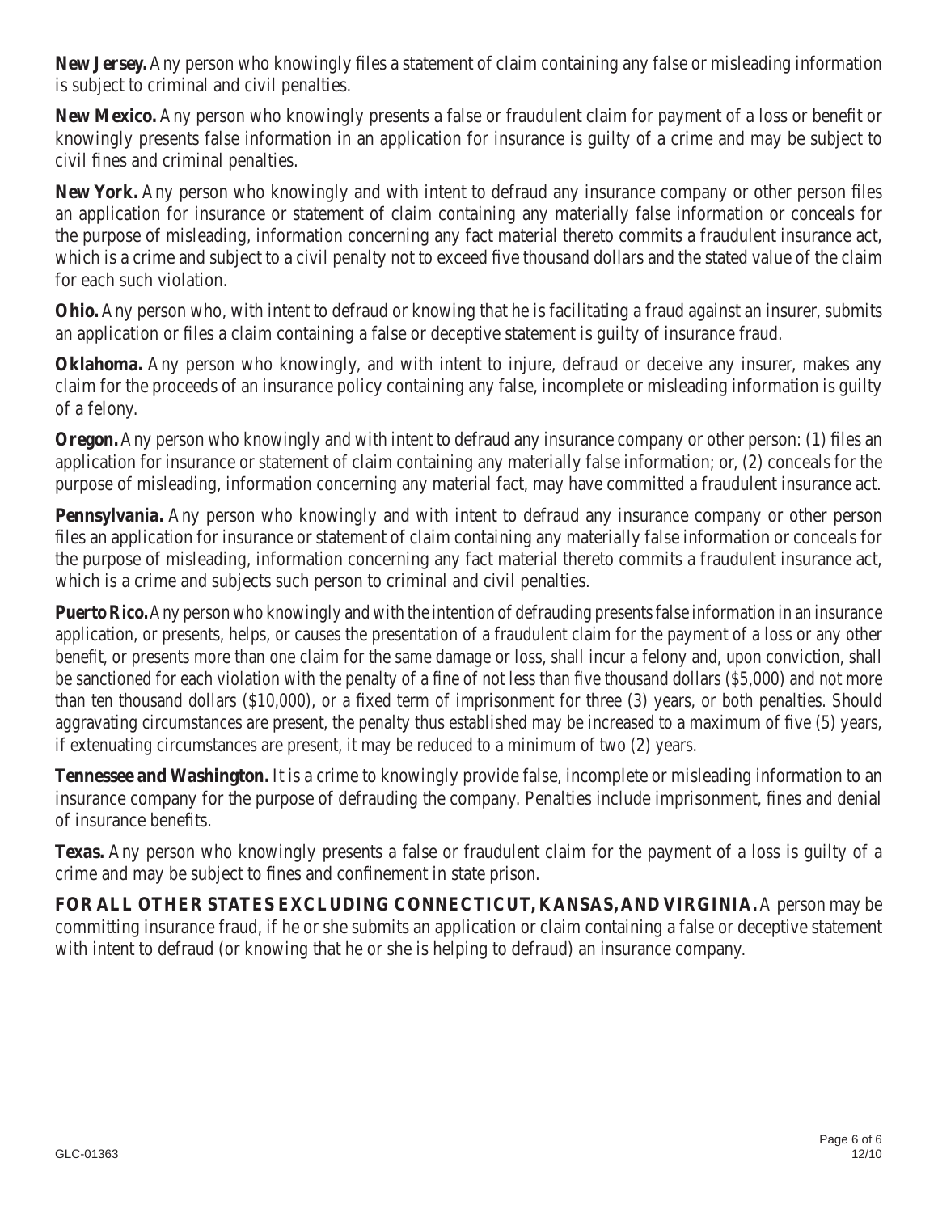**New Jersey.** Any person who knowingly files a statement of claim containing any false or misleading information is subject to criminal and civil penalties.

**New Mexico.** Any person who knowingly presents a false or fraudulent claim for payment of a loss or benefit or knowingly presents false information in an application for insurance is guilty of a crime and may be subject to civil fines and criminal penalties.

**New York.** Any person who knowingly and with intent to defraud any insurance company or other person files an application for insurance or statement of claim containing any materially false information or conceals for the purpose of misleading, information concerning any fact material thereto commits a fraudulent insurance act, which is a crime and subject to a civil penalty not to exceed five thousand dollars and the stated value of the claim for each such violation.

**Ohio.** Any person who, with intent to defraud or knowing that he is facilitating a fraud against an insurer, submits an application or files a claim containing a false or deceptive statement is guilty of insurance fraud.

**Oklahoma.** Any person who knowingly, and with intent to injure, defraud or deceive any insurer, makes any claim for the proceeds of an insurance policy containing any false, incomplete or misleading information is guilty of a felony.

**Oregon.** Any person who knowingly and with intent to defraud any insurance company or other person: (1) files an application for insurance or statement of claim containing any materially false information; or, (2) conceals for the purpose of misleading, information concerning any material fact, may have committed a fraudulent insurance act.

**Pennsylvania.** Any person who knowingly and with intent to defraud any insurance company or other person files an application for insurance or statement of claim containing any materially false information or conceals for the purpose of misleading, information concerning any fact material thereto commits a fraudulent insurance act, which is a crime and subjects such person to criminal and civil penalties.

**Puerto Rico.** Any person who knowingly and with the intention of defrauding presents false information in an insurance application, or presents, helps, or causes the presentation of a fraudulent claim for the payment of a loss or any other benefit, or presents more than one claim for the same damage or loss, shall incur a felony and, upon conviction, shall be sanctioned for each violation with the penalty of a fine of not less than five thousand dollars ($5,000) and not more than ten thousand dollars ($10,000), or a fixed term of imprisonment for three (3) years, or both penalties. Should aggravating circumstances are present, the penalty thus established may be increased to a maximum of five (5) years, if extenuating circumstances are present, it may be reduced to a minimum of two (2) years.

**Tennessee and Washington.** It is a crime to knowingly provide false, incomplete or misleading information to an insurance company for the purpose of defrauding the company. Penalties include imprisonment, fines and denial of insurance benefits.

**Texas.** Any person who knowingly presents a false or fraudulent claim for the payment of a loss is guilty of a crime and may be subject to fines and confinement in state prison.

**FOR ALL OTHER STATES EXCLUDING CONNECTICUT, KANSAS, AND VIRGINIA.** A person may be committing insurance fraud, if he or she submits an application or claim containing a false or deceptive statement with intent to defraud (or knowing that he or she is helping to defraud) an insurance company.

GLC-01363 12/10